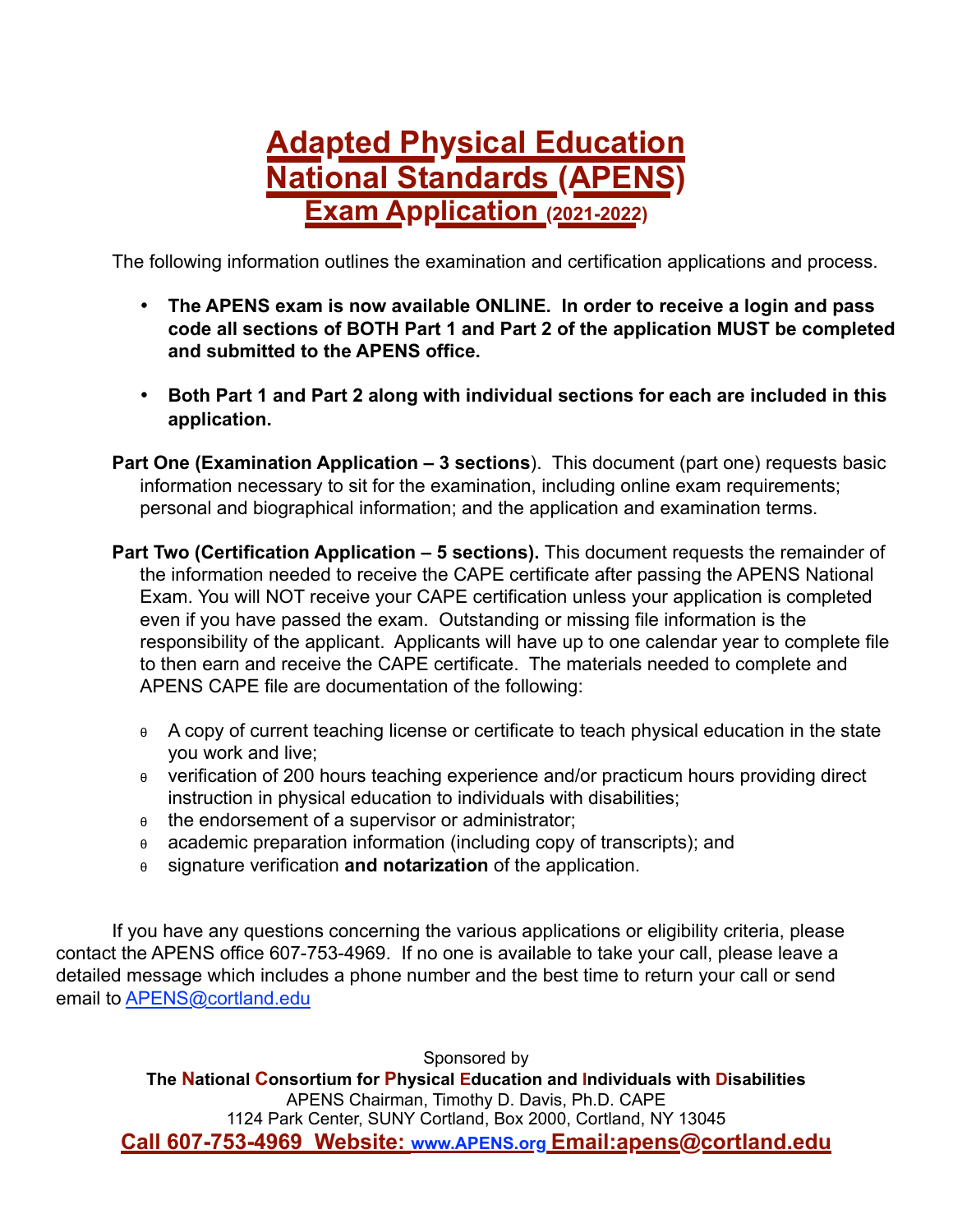# Adapted Physical Education National Standards (APENS)
## Exam Application (2021-2022)

The following information outlines the examination and certification applications and process.

- **The APENS exam is now available ONLINE. In order to receive a login and pass code all sections of BOTH Part 1 and Part 2 of the application MUST be completed and submitted to the APENS office.**
- **Both Part 1 and Part 2 along with individual sections for each are included in this application.**

**Part One (Examination Application – 3 sections**). This document (part one) requests basic information necessary to sit for the examination, including online exam requirements; personal and biographical information; and the application and examination terms.

**Part Two (Certification Application – 5 sections).** This document requests the remainder of the information needed to receive the CAPE certificate after passing the APENS National Exam. You will NOT receive your CAPE certification unless your application is completed even if you have passed the exam. Outstanding or missing file information is the responsibility of the applicant. Applicants will have up to one calendar year to complete file to then earn and receive the CAPE certificate. The materials needed to complete and APENS CAPE file are documentation of the following:

- A copy of current teaching license or certificate to teach physical education in the state you work and live;
- verification of 200 hours teaching experience and/or practicum hours providing direct instruction in physical education to individuals with disabilities;
- the endorsement of a supervisor or administrator;
- academic preparation information (including copy of transcripts); and
- signature verification **and notarization** of the application.

If you have any questions concerning the various applications or eligibility criteria, please contact the APENS office 607-753-4969. If no one is available to take your call, please leave a detailed message which includes a phone number and the best time to return your call or send email to APENS@cortland.edu

Sponsored by

**The National Consortium for Physical Education and Individuals with Disabilities**

APENS Chairman, Timothy D. Davis, Ph.D. CAPE

1124 Park Center, SUNY Cortland, Box 2000, Cortland, NY 13045

**Call 607-753-4969 Website: www.APENS.org Email:apens@cortland.edu**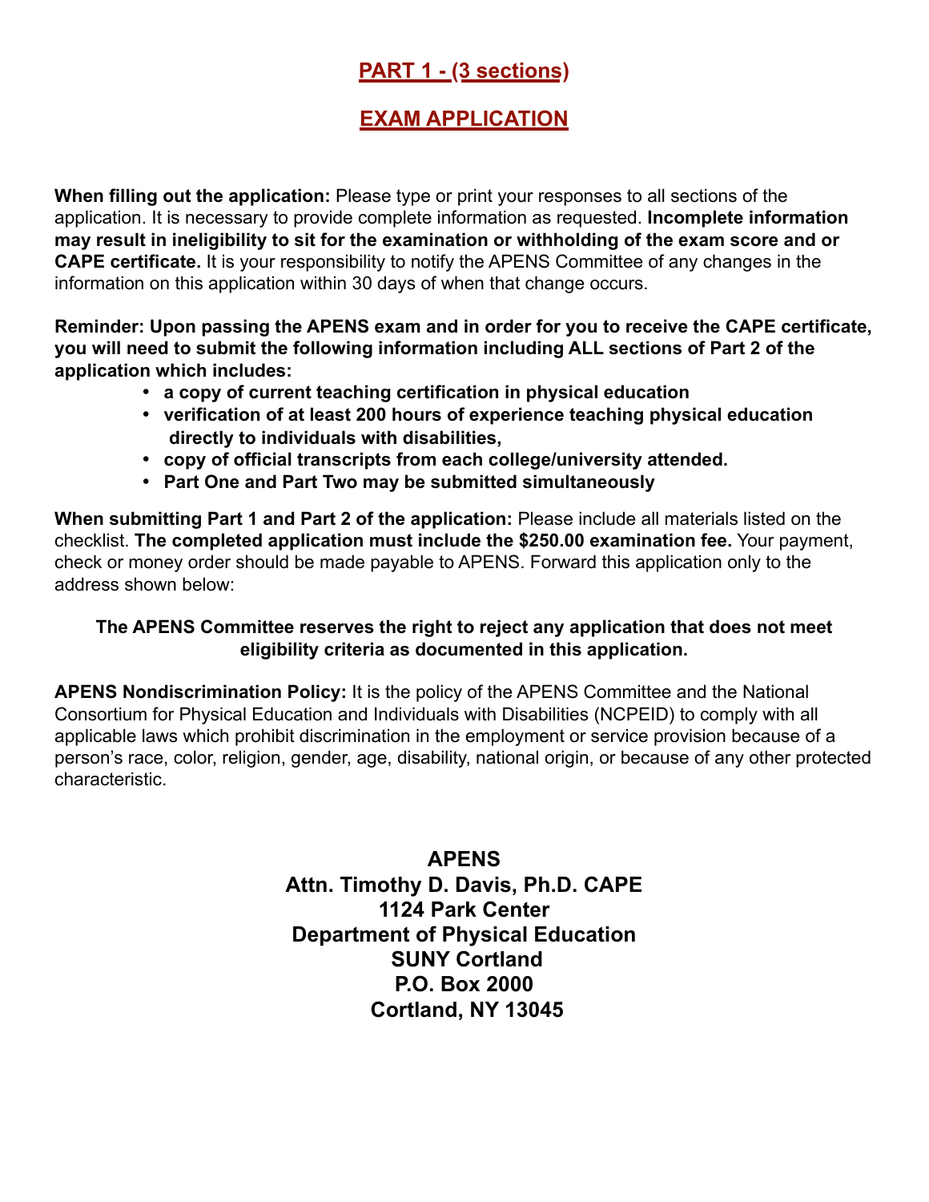## PART 1 - (3 sections)

## EXAM APPLICATION

**When filling out the application:** Please type or print your responses to all sections of the application. It is necessary to provide complete information as requested. **Incomplete information may result in ineligibility to sit for the examination or withholding of the exam score and or CAPE certificate.** It is your responsibility to notify the APENS Committee of any changes in the information on this application within 30 days of when that change occurs.

**Reminder: Upon passing the APENS exam and in order for you to receive the CAPE certificate, you will need to submit the following information including ALL sections of Part 2 of the application which includes:**

- **a copy of current teaching certification in physical education**
- **verification of at least 200 hours of experience teaching physical education directly to individuals with disabilities,**
- **copy of official transcripts from each college/university attended.**
- **Part One and Part Two may be submitted simultaneously**

**When submitting Part 1 and Part 2 of the application:** Please include all materials listed on the checklist. **The completed application must include the $250.00 examination fee.** Your payment, check or money order should be made payable to APENS. Forward this application only to the address shown below:

**The APENS Committee reserves the right to reject any application that does not meet eligibility criteria as documented in this application.**

**APENS Nondiscrimination Policy:** It is the policy of the APENS Committee and the National Consortium for Physical Education and Individuals with Disabilities (NCPEID) to comply with all applicable laws which prohibit discrimination in the employment or service provision because of a person's race, color, religion, gender, age, disability, national origin, or because of any other protected characteristic.

**APENS**
**Attn. Timothy D. Davis, Ph.D. CAPE**
**1124 Park Center**
**Department of Physical Education**
**SUNY Cortland**
**P.O. Box 2000**
**Cortland, NY 13045**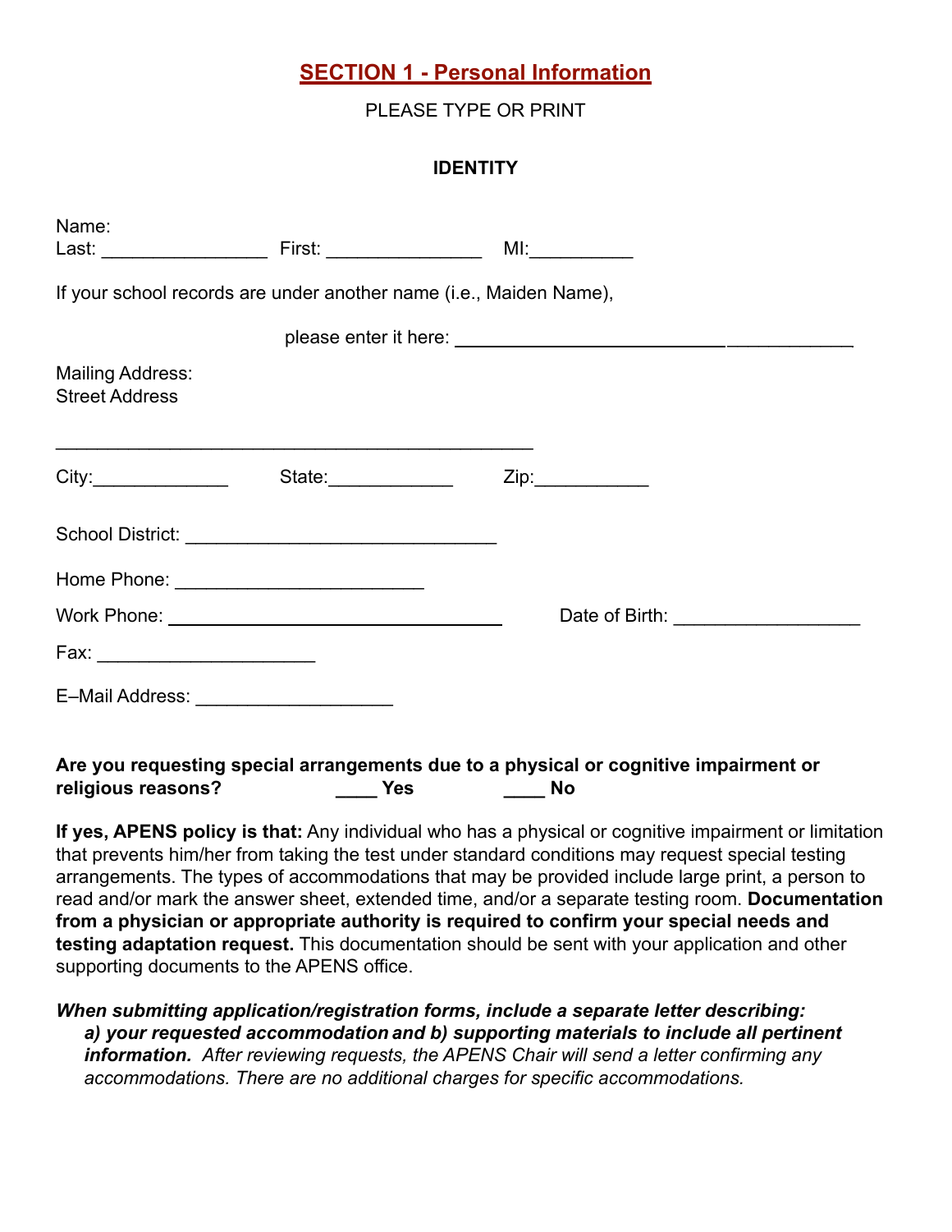## SECTION 1 - Personal Information

PLEASE TYPE OR PRINT

**IDENTITY**

Name:
Last: ________________ First: _______________ MI:__________

If your school records are under another name (i.e., Maiden Name),

please enter it here: _________________________________________

Mailing Address:
Street Address

_______________________________________________

City:_____________ State:____________ Zip:___________

School District: ______________________________

Home Phone: ________________________

Work Phone: ________________________________ Date of Birth: __________________

Fax: _____________________

E–Mail Address: ___________________

**Are you requesting special arrangements due to a physical or cognitive impairment or religious reasons? ____ Yes ____ No**

**If yes, APENS policy is that:** Any individual who has a physical or cognitive impairment or limitation that prevents him/her from taking the test under standard conditions may request special testing arrangements. The types of accommodations that may be provided include large print, a person to read and/or mark the answer sheet, extended time, and/or a separate testing room. **Documentation from a physician or appropriate authority is required to confirm your special needs and testing adaptation request.** This documentation should be sent with your application and other supporting documents to the APENS office.

***When submitting application/registration forms, include a separate letter describing: a) your requested accommodation and b) supporting materials to include all pertinent information.*** *After reviewing requests, the APENS Chair will send a letter confirming any accommodations. There are no additional charges for specific accommodations.*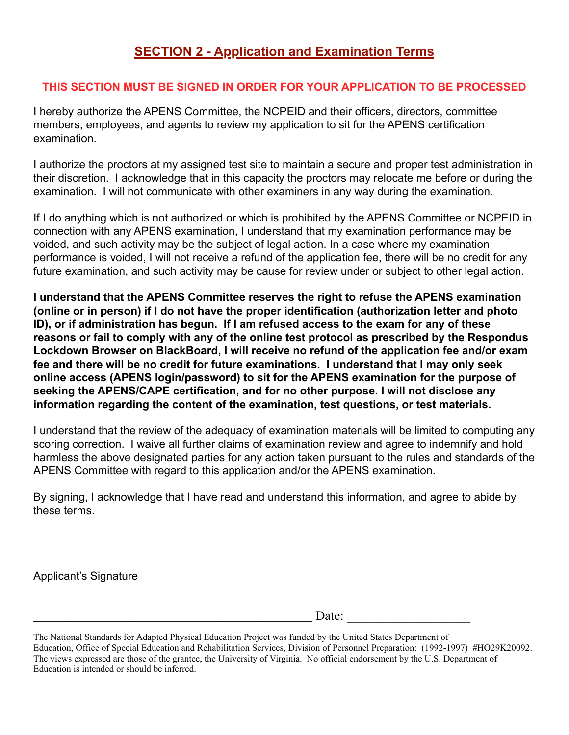## SECTION 2 - Application and Examination Terms

**THIS SECTION MUST BE SIGNED IN ORDER FOR YOUR APPLICATION TO BE PROCESSED**

I hereby authorize the APENS Committee, the NCPEID and their officers, directors, committee members, employees, and agents to review my application to sit for the APENS certification examination.

I authorize the proctors at my assigned test site to maintain a secure and proper test administration in their discretion. I acknowledge that in this capacity the proctors may relocate me before or during the examination. I will not communicate with other examiners in any way during the examination.

If I do anything which is not authorized or which is prohibited by the APENS Committee or NCPEID in connection with any APENS examination, I understand that my examination performance may be voided, and such activity may be the subject of legal action. In a case where my examination performance is voided, I will not receive a refund of the application fee, there will be no credit for any future examination, and such activity may be cause for review under or subject to other legal action.

**I understand that the APENS Committee reserves the right to refuse the APENS examination (online or in person) if I do not have the proper identification (authorization letter and photo ID), or if administration has begun. If I am refused access to the exam for any of these reasons or fail to comply with any of the online test protocol as prescribed by the Respondus Lockdown Browser on BlackBoard, I will receive no refund of the application fee and/or exam fee and there will be no credit for future examinations. I understand that I may only seek online access (APENS login/password) to sit for the APENS examination for the purpose of seeking the APENS/CAPE certification, and for no other purpose. I will not disclose any information regarding the content of the examination, test questions, or test materials.**

I understand that the review of the adequacy of examination materials will be limited to computing any scoring correction. I waive all further claims of examination review and agree to indemnify and hold harmless the above designated parties for any action taken pursuant to the rules and standards of the APENS Committee with regard to this application and/or the APENS examination.

By signing, I acknowledge that I have read and understand this information, and agree to abide by these terms.

Applicant's Signature

_________________________________________ Date: __________________

The National Standards for Adapted Physical Education Project was funded by the United States Department of Education, Office of Special Education and Rehabilitation Services, Division of Personnel Preparation: (1992-1997) #HO29K20092. The views expressed are those of the grantee, the University of Virginia. No official endorsement by the U.S. Department of Education is intended or should be inferred.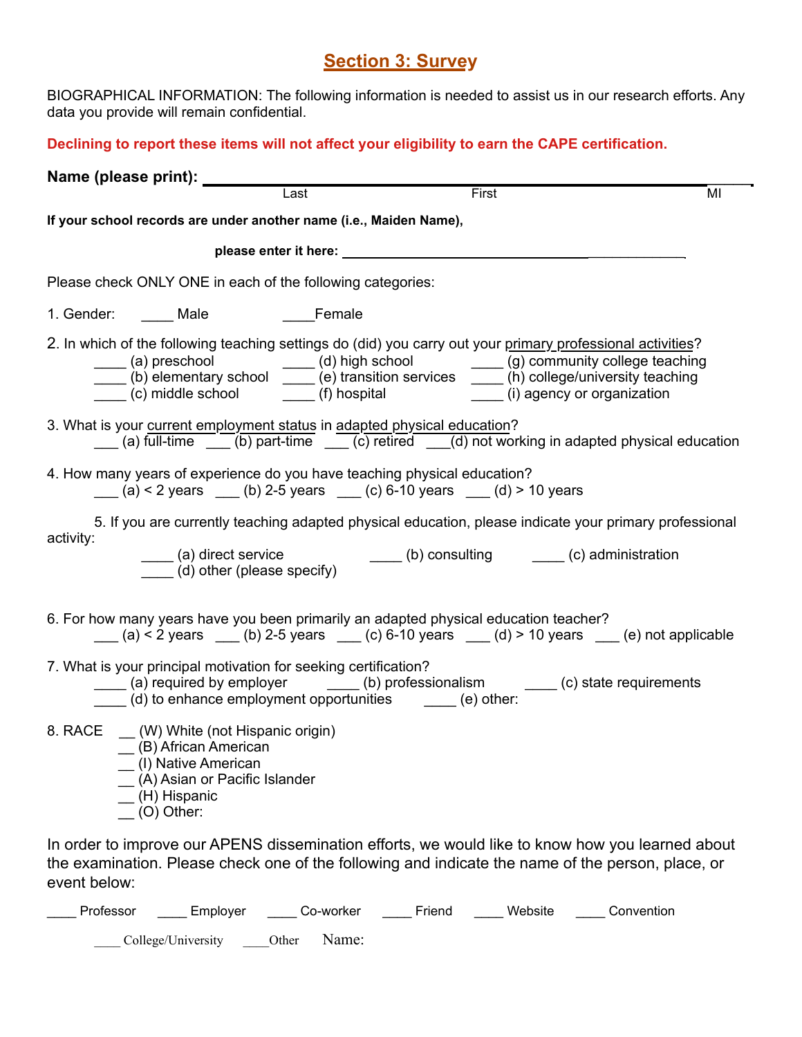# Section 3: Survey

BIOGRAPHICAL INFORMATION: The following information is needed to assist us in our research efforts. Any data you provide will remain confidential.

**Declining to report these items will not affect your eligibility to earn the CAPE certification.**

**Name (please print):** ____________________________________________
Last First MI

**If your school records are under another name (i.e., Maiden Name),**

**please enter it here:** ____________________________________________

Please check ONLY ONE in each of the following categories:

1. Gender: ____ Male ____Female

2. In which of the following teaching settings do (did) you carry out your primary professional activities?
   - ____ (a) preschool
   - ____ (b) elementary school
   - ____ (c) middle school
   - ____ (d) high school
   - ____ (e) transition services
   - ____ (f) hospital
   - ____ (g) community college teaching
   - ____ (h) college/university teaching
   - ____ (i) agency or organization

3. What is your current employment status in adapted physical education?
   ___ (a) full-time ___ (b) part-time ___ (c) retired ___(d) not working in adapted physical education

4. How many years of experience do you have teaching physical education?
   ___ (a) < 2 years ___ (b) 2-5 years ___ (c) 6-10 years ___ (d) > 10 years

5. If you are currently teaching adapted physical education, please indicate your primary professional activity:
   ____ (a) direct service ____ (b) consulting ____ (c) administration
   ____ (d) other (please specify)

6. For how many years have you been primarily an adapted physical education teacher?
   ___ (a) < 2 years ___ (b) 2-5 years ___ (c) 6-10 years ___ (d) > 10 years ___ (e) not applicable

7. What is your principal motivation for seeking certification?
   ____ (a) required by employer ____ (b) professionalism ____ (c) state requirements
   ____ (d) to enhance employment opportunities ____ (e) other:

8. RACE
   - __ (W) White (not Hispanic origin)
   - __ (B) African American
   - __ (I) Native American
   - __ (A) Asian or Pacific Islander
   - __ (H) Hispanic
   - __ (O) Other:

In order to improve our APENS dissemination efforts, we would like to know how you learned about the examination. Please check one of the following and indicate the name of the person, place, or event below:

____ Professor ____ Employer ____ Co-worker ____ Friend ____ Website ____ Convention

____ College/University ____Other Name: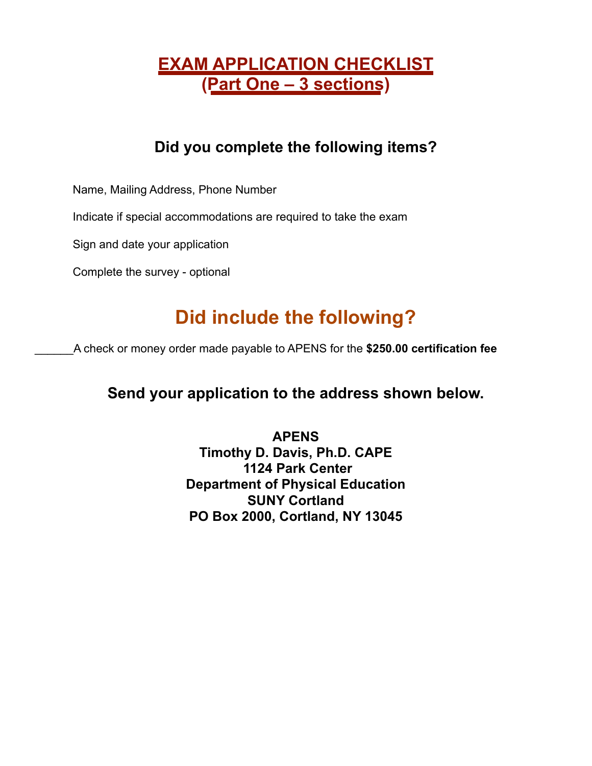# EXAM APPLICATION CHECKLIST
## (Part One – 3 sections)

### Did you complete the following items?

Name, Mailing Address, Phone Number

Indicate if special accommodations are required to take the exam

Sign and date your application

Complete the survey - optional

## Did include the following?

______A check or money order made payable to APENS for the **$250.00 certification fee**

### Send your application to the address shown below.

**APENS**
**Timothy D. Davis, Ph.D. CAPE**
**1124 Park Center**
**Department of Physical Education**
**SUNY Cortland**
**PO Box 2000, Cortland, NY 13045**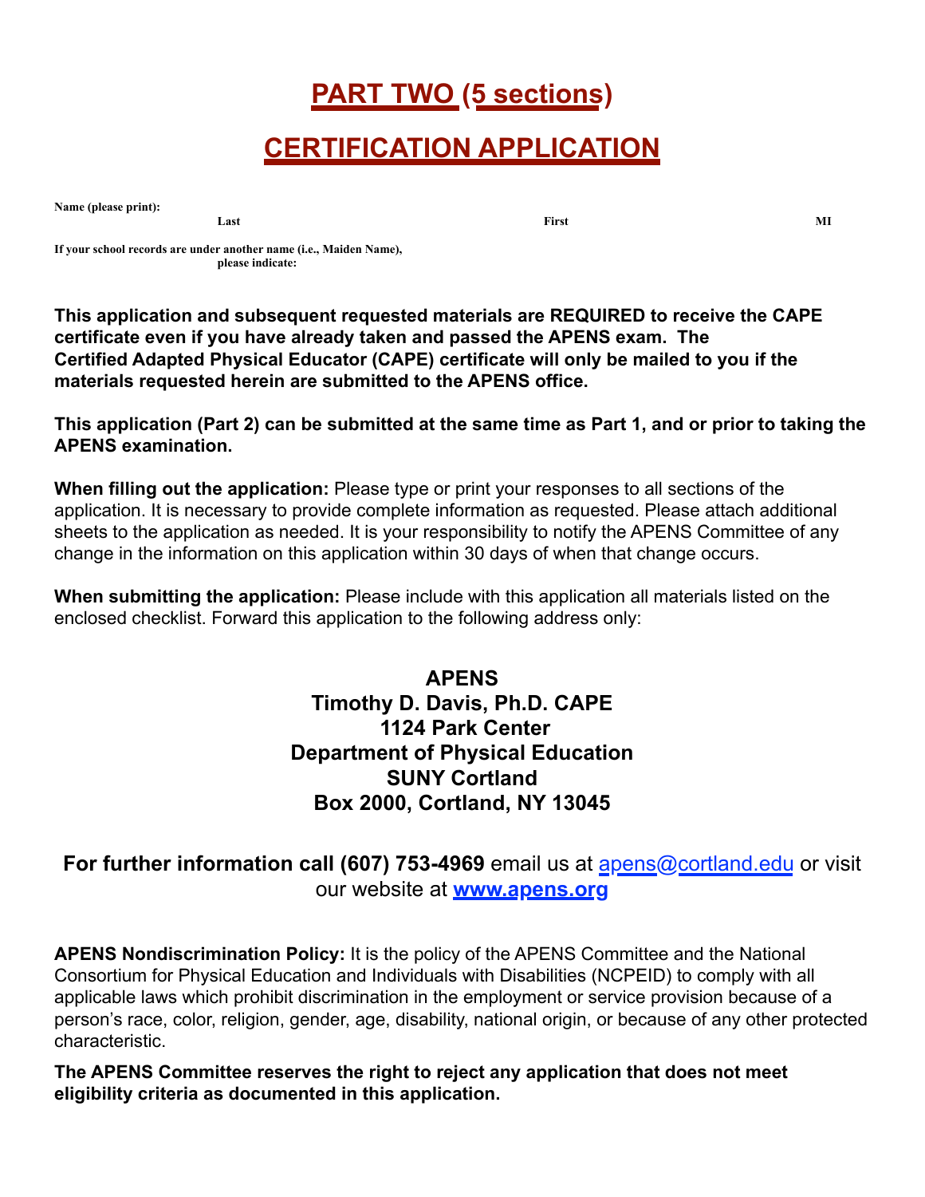# PART TWO (5 sections)

# CERTIFICATION APPLICATION

**Name (please print):**

**Last** **First** **MI**

**If your school records are under another name (i.e., Maiden Name), please indicate:**

**This application and subsequent requested materials are REQUIRED to receive the CAPE certificate even if you have already taken and passed the APENS exam. The Certified Adapted Physical Educator (CAPE) certificate will only be mailed to you if the materials requested herein are submitted to the APENS office.**

**This application (Part 2) can be submitted at the same time as Part 1, and or prior to taking the APENS examination.**

**When filling out the application:** Please type or print your responses to all sections of the application. It is necessary to provide complete information as requested. Please attach additional sheets to the application as needed. It is your responsibility to notify the APENS Committee of any change in the information on this application within 30 days of when that change occurs.

**When submitting the application:** Please include with this application all materials listed on the enclosed checklist. Forward this application to the following address only:

**APENS**
**Timothy D. Davis, Ph.D. CAPE**
**1124 Park Center**
**Department of Physical Education**
**SUNY Cortland**
**Box 2000, Cortland, NY 13045**

**For further information call (607) 753-4969** email us at apens@cortland.edu or visit our website at **www.apens.org**

**APENS Nondiscrimination Policy:** It is the policy of the APENS Committee and the National Consortium for Physical Education and Individuals with Disabilities (NCPEID) to comply with all applicable laws which prohibit discrimination in the employment or service provision because of a person's race, color, religion, gender, age, disability, national origin, or because of any other protected characteristic.

**The APENS Committee reserves the right to reject any application that does not meet eligibility criteria as documented in this application.**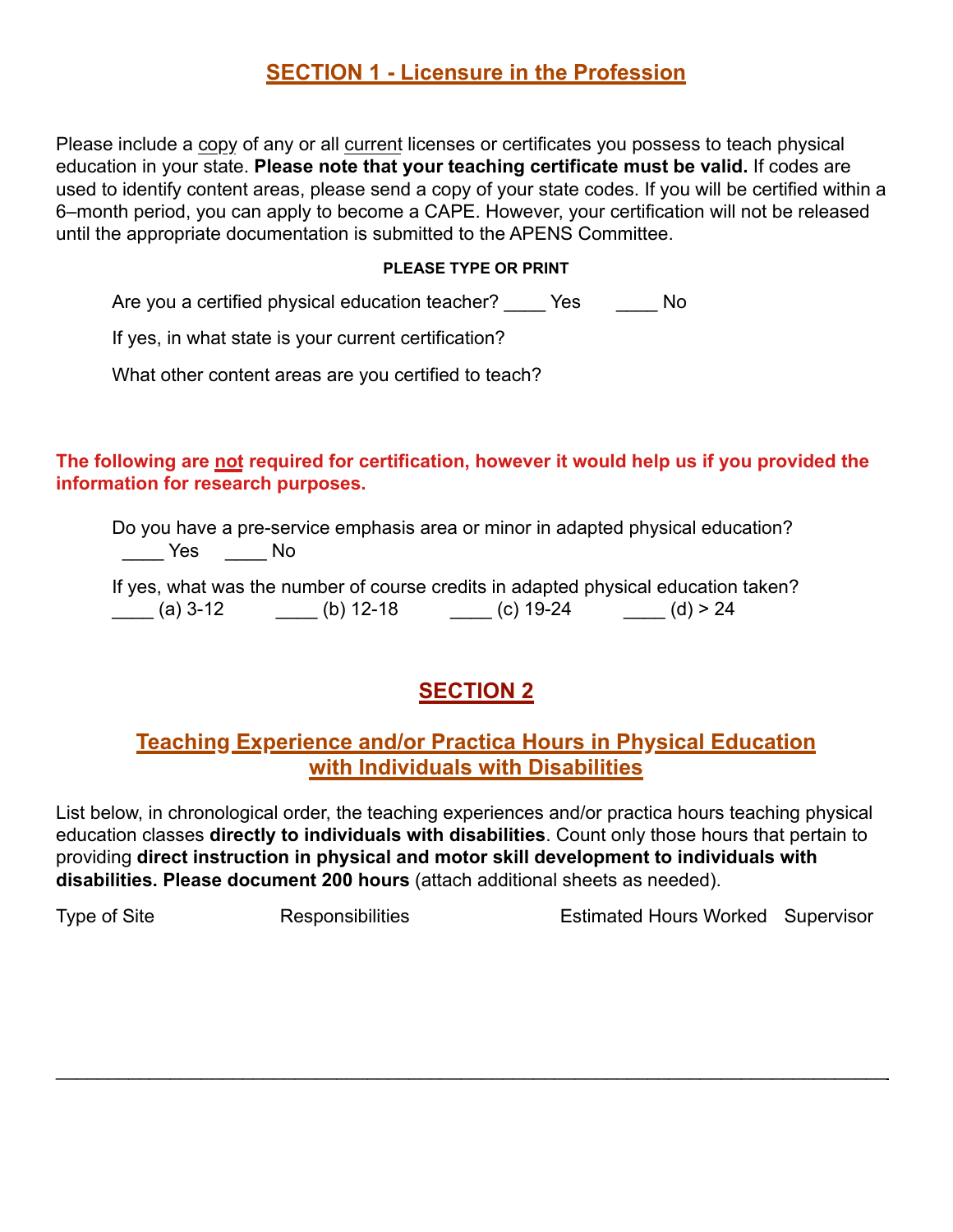## SECTION 1 - Licensure in the Profession

Please include a copy of any or all current licenses or certificates you possess to teach physical education in your state. **Please note that your teaching certificate must be valid.** If codes are used to identify content areas, please send a copy of your state codes. If you will be certified within a 6–month period, you can apply to become a CAPE. However, your certification will not be released until the appropriate documentation is submitted to the APENS Committee.

**PLEASE TYPE OR PRINT**

Are you a certified physical education teacher? ____ Yes ____ No

If yes, in what state is your current certification?

What other content areas are you certified to teach?

**The following are not required for certification, however it would help us if you provided the information for research purposes.**

Do you have a pre-service emphasis area or minor in adapted physical education?
____ Yes ____ No

If yes, what was the number of course credits in adapted physical education taken?
____ (a) 3-12 ____ (b) 12-18 ____ (c) 19-24 ____ (d) > 24

## SECTION 2

### Teaching Experience and/or Practica Hours in Physical Education with Individuals with Disabilities

List below, in chronological order, the teaching experiences and/or practica hours teaching physical education classes **directly to individuals with disabilities**. Count only those hours that pertain to providing **direct instruction in physical and motor skill development to individuals with disabilities. Please document 200 hours** (attach additional sheets as needed).

| Type of Site | Responsibilities | Estimated Hours Worked | Supervisor |
|---|---|---|---|
| | | | |

___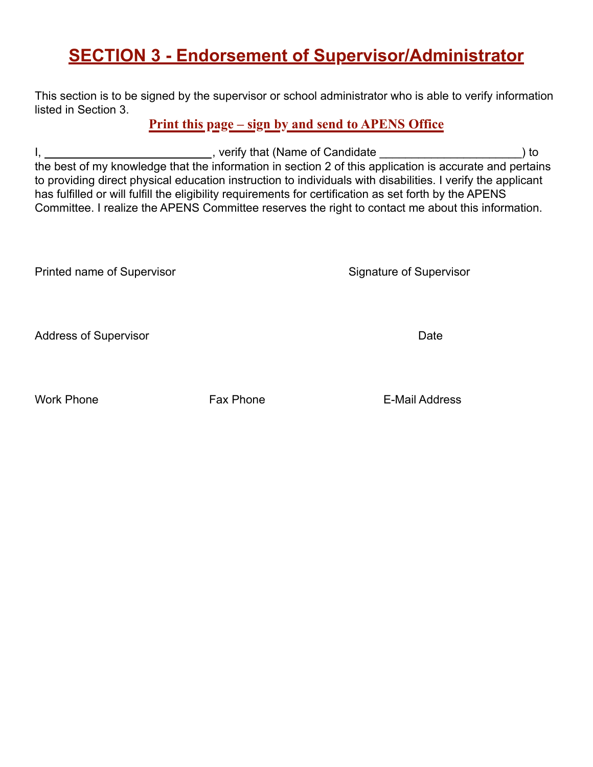# SECTION 3 - Endorsement of Supervisor/Administrator

This section is to be signed by the supervisor or school administrator who is able to verify information listed in Section 3.

**Print this page – sign by and send to APENS Office**

I, _________________________, verify that (Name of Candidate _____________________) to the best of my knowledge that the information in section 2 of this application is accurate and pertains to providing direct physical education instruction to individuals with disabilities. I verify the applicant has fulfilled or will fulfill the eligibility requirements for certification as set forth by the APENS Committee. I realize the APENS Committee reserves the right to contact me about this information.

Printed name of Supervisor

Signature of Supervisor

Address of Supervisor

Date

Work Phone

Fax Phone

E-Mail Address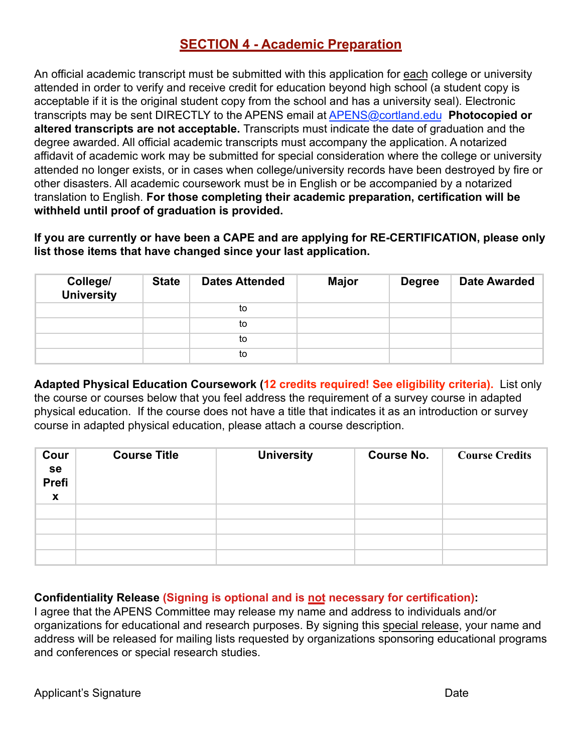## SECTION 4 - Academic Preparation

An official academic transcript must be submitted with this application for each college or university attended in order to verify and receive credit for education beyond high school (a student copy is acceptable if it is the original student copy from the school and has a university seal). Electronic transcripts may be sent DIRECTLY to the APENS email at APENS@cortland.edu **Photocopied or altered transcripts are not acceptable.** Transcripts must indicate the date of graduation and the degree awarded. All official academic transcripts must accompany the application. A notarized affidavit of academic work may be submitted for special consideration where the college or university attended no longer exists, or in cases when college/university records have been destroyed by fire or other disasters. All academic coursework must be in English or be accompanied by a notarized translation to English. **For those completing their academic preparation, certification will be withheld until proof of graduation is provided.**

**If you are currently or have been a CAPE and are applying for RE-CERTIFICATION, please only list those items that have changed since your last application.**

| College/ University | State | Dates Attended | Major | Degree | Date Awarded |
|---|---|---|---|---|---|
| | | to | | | |
| | | to | | | |
| | | to | | | |
| | | to | | | |

**Adapted Physical Education Coursework (12 credits required! See eligibility criteria).** List only the course or courses below that you feel address the requirement of a survey course in adapted physical education. If the course does not have a title that indicates it as an introduction or survey course in adapted physical education, please attach a course description.

| Course Prefix | Course Title | University | Course No. | Course Credits |
|---|---|---|---|---|
| | | | | |
| | | | | |
| | | | | |
| | | | | |

**Confidentiality Release (Signing is optional and is not necessary for certification):**
I agree that the APENS Committee may release my name and address to individuals and/or organizations for educational and research purposes. By signing this special release, your name and address will be released for mailing lists requested by organizations sponsoring educational programs and conferences or special research studies.

Applicant's Signature Date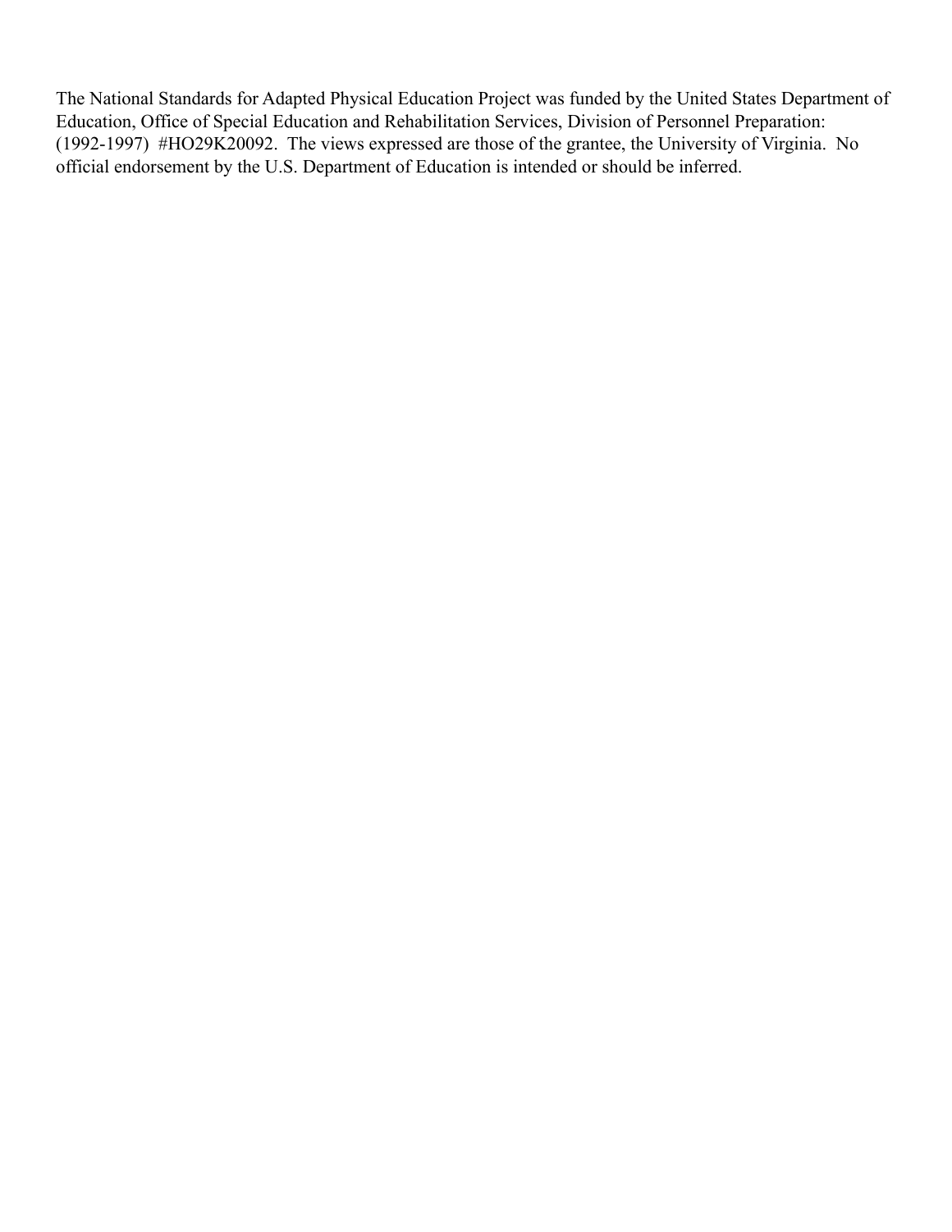The National Standards for Adapted Physical Education Project was funded by the United States Department of Education, Office of Special Education and Rehabilitation Services, Division of Personnel Preparation: (1992-1997) #HO29K20092. The views expressed are those of the grantee, the University of Virginia. No official endorsement by the U.S. Department of Education is intended or should be inferred.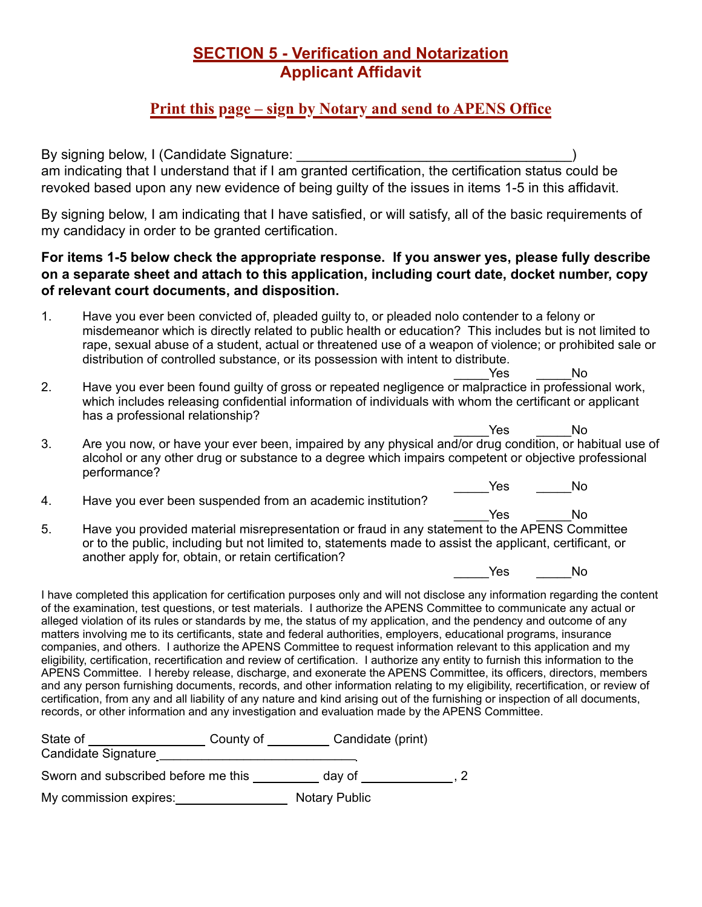## SECTION 5 - Verification and Notarization
## Applicant Affidavit

### Print this page – sign by Notary and send to APENS Office

By signing below, I (Candidate Signature: ___________________________________) am indicating that I understand that if I am granted certification, the certification status could be revoked based upon any new evidence of being guilty of the issues in items 1-5 in this affidavit.

By signing below, I am indicating that I have satisfied, or will satisfy, all of the basic requirements of my candidacy in order to be granted certification.

**For items 1-5 below check the appropriate response. If you answer yes, please fully describe on a separate sheet and attach to this application, including court date, docket number, copy of relevant court documents, and disposition.**

1. Have you ever been convicted of, pleaded guilty to, or pleaded nolo contender to a felony or misdemeanor which is directly related to public health or education? This includes but is not limited to rape, sexual abuse of a student, actual or threatened use of a weapon of violence; or prohibited sale or distribution of controlled substance, or its possession with intent to distribute.

   _____Yes _____No

2. Have you ever been found guilty of gross or repeated negligence or malpractice in professional work, which includes releasing confidential information of individuals with whom the certificant or applicant has a professional relationship?

   _____Yes _____No

3. Are you now, or have your ever been, impaired by any physical and/or drug condition, or habitual use of alcohol or any other drug or substance to a degree which impairs competent or objective professional performance?

   _____Yes _____No

4. Have you ever been suspended from an academic institution?

   _____Yes _____No

5. Have you provided material misrepresentation or fraud in any statement to the APENS Committee or to the public, including but not limited to, statements made to assist the applicant, certificant, or another apply for, obtain, or retain certification?

   _____Yes _____No

I have completed this application for certification purposes only and will not disclose any information regarding the content of the examination, test questions, or test materials. I authorize the APENS Committee to communicate any actual or alleged violation of its rules or standards by me, the status of my application, and the pendency and outcome of any matters involving me to its certificants, state and federal authorities, employers, educational programs, insurance companies, and others. I authorize the APENS Committee to request information relevant to this application and my eligibility, certification, recertification and review of certification. I authorize any entity to furnish this information to the APENS Committee. I hereby release, discharge, and exonerate the APENS Committee, its officers, directors, members and any person furnishing documents, records, and other information relating to my eligibility, recertification, or review of certification, from any and all liability of any nature and kind arising out of the furnishing or inspection of all documents, records, or other information and any investigation and evaluation made by the APENS Committee.

State of ________________ County of _________ Candidate (print)

Candidate Signature____________________________

Sworn and subscribed before me this _________ day of ____________, 2

My commission expires:________________ Notary Public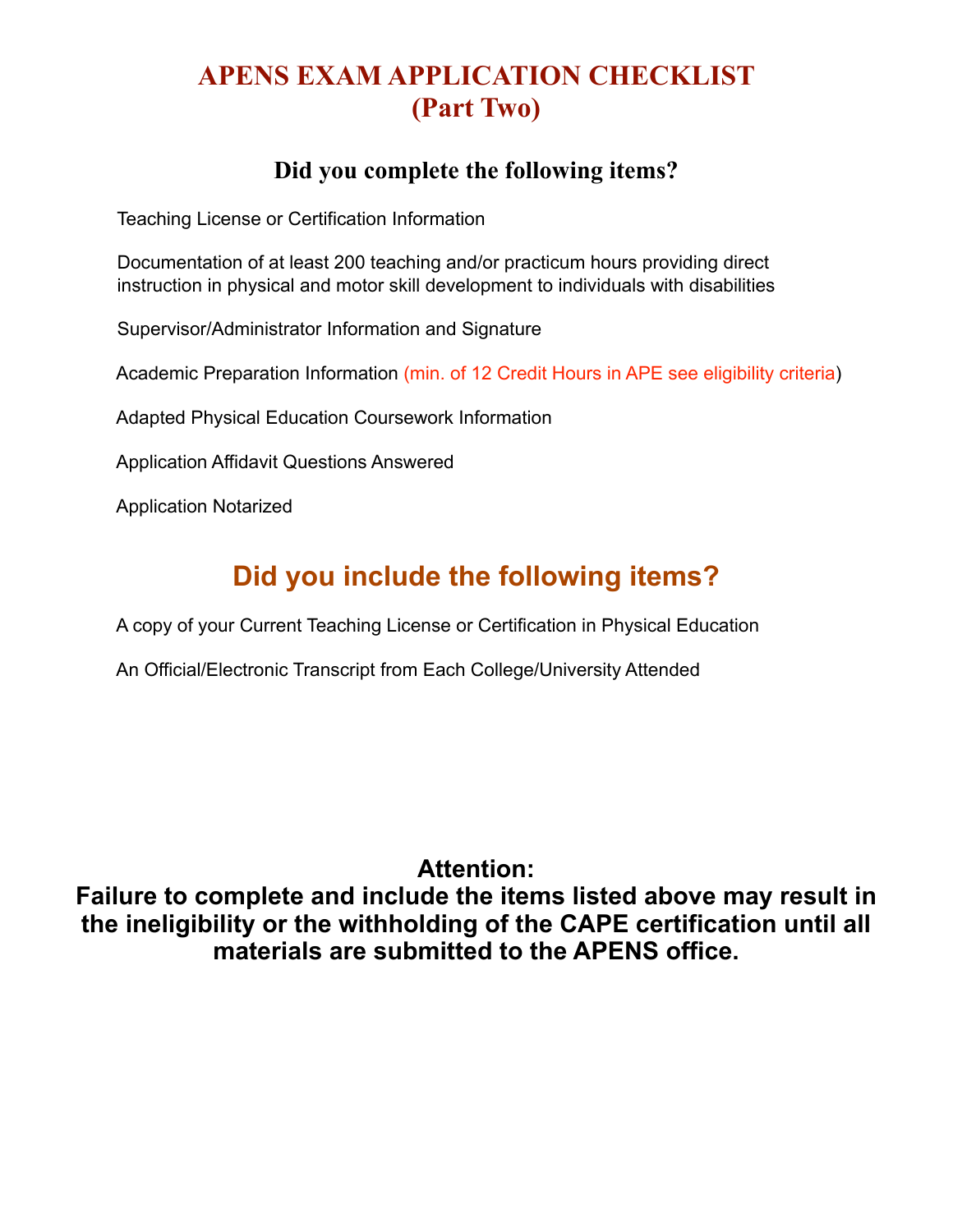# APENS EXAM APPLICATION CHECKLIST
# (Part Two)

## Did you complete the following items?

- Teaching License or Certification Information
- Documentation of at least 200 teaching and/or practicum hours providing direct instruction in physical and motor skill development to individuals with disabilities
- Supervisor/Administrator Information and Signature
- Academic Preparation Information (min. of 12 Credit Hours in APE see eligibility criteria)
- Adapted Physical Education Coursework Information
- Application Affidavit Questions Answered
- Application Notarized

## Did you include the following items?

- A copy of your Current Teaching License or Certification in Physical Education
- An Official/Electronic Transcript from Each College/University Attended

**Attention:**
**Failure to complete and include the items listed above may result in the ineligibility or the withholding of the CAPE certification until all materials are submitted to the APENS office.**